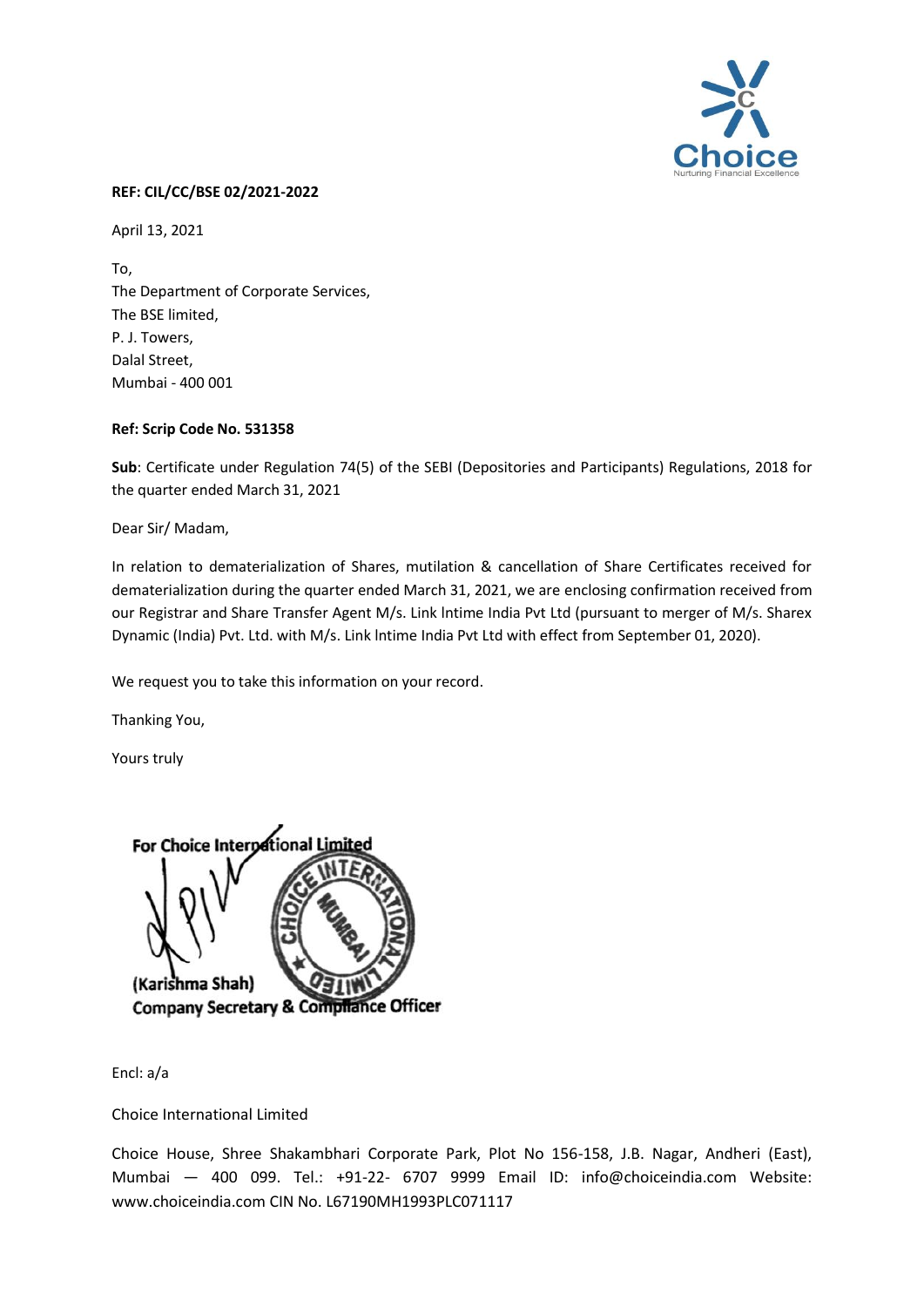**REF: CIL/CC/BSE 02/2021-2022**

April 13, 2021

To,
The Department of Corporate Services,
The BSE limited,
P. J. Towers,
Dalal Street,
Mumbai - 400 001

**Ref: Scrip Code No. 531358**

**Sub**: Certificate under Regulation 74(5) of the SEBI (Depositories and Participants) Regulations, 2018 for the quarter ended March 31, 2021

Dear Sir/ Madam,

In relation to dematerialization of Shares, mutilation & cancellation of Share Certificates received for dematerialization during the quarter ended March 31, 2021, we are enclosing confirmation received from our Registrar and Share Transfer Agent M/s. Link Intime India Pvt Ltd (pursuant to merger of M/s. Sharex Dynamic (India) Pvt. Ltd. with M/s. Link Intime India Pvt Ltd with effect from September 01, 2020).

We request you to take this information on your record.

Thanking You,

Yours truly

**For Choice International Limited**

**(Karishma Shah)**
**Company Secretary & Compliance Officer**

Encl: a/a

Choice International Limited

Choice House, Shree Shakambhari Corporate Park, Plot No 156-158, J.B. Nagar, Andheri (East), Mumbai — 400 099. Tel.: +91-22- 6707 9999 Email ID: info@choiceindia.com Website: www.choiceindia.com CIN No. L67190MH1993PLC071117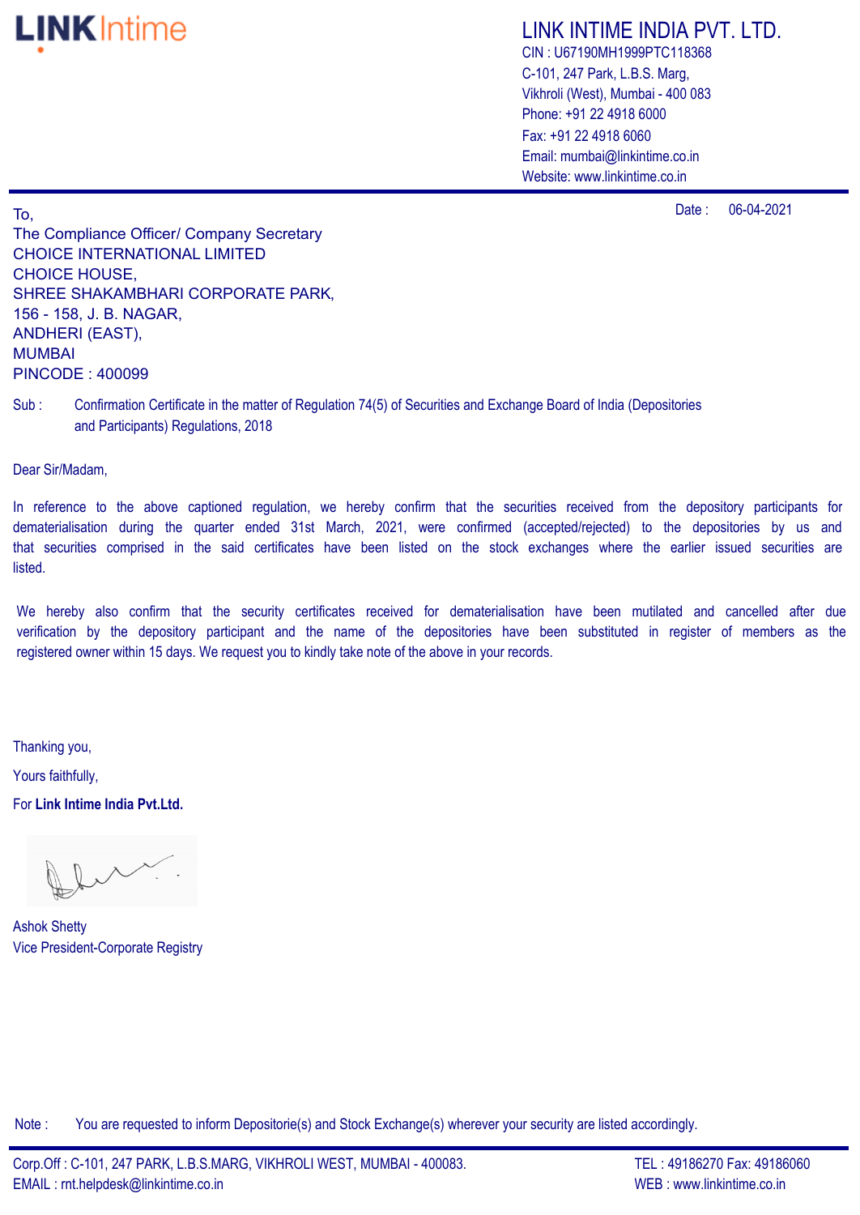LINK Intime

LINK INTIME INDIA PVT. LTD.
CIN : U67190MH1999PTC118368
C-101, 247 Park, L.B.S. Marg,
Vikhroli (West), Mumbai - 400 083
Phone: +91 22 4918 6000
Fax: +91 22 4918 6060
Email: mumbai@linkintime.co.in
Website: www.linkintime.co.in

Date : 06-04-2021

To,
The Compliance Officer/ Company Secretary
CHOICE INTERNATIONAL LIMITED
CHOICE HOUSE,
SHREE SHAKAMBHARI CORPORATE PARK,
156 - 158, J. B. NAGAR,
ANDHERI (EAST),
MUMBAI
PINCODE : 400099

Sub : Confirmation Certificate in the matter of Regulation 74(5) of Securities and Exchange Board of India (Depositories and Participants) Regulations, 2018

Dear Sir/Madam,

In reference to the above captioned regulation, we hereby confirm that the securities received from the depository participants for dematerialisation during the quarter ended 31st March, 2021, were confirmed (accepted/rejected) to the depositories by us and that securities comprised in the said certificates have been listed on the stock exchanges where the earlier issued securities are listed.

We hereby also confirm that the security certificates received for dematerialisation have been mutilated and cancelled after due verification by the depository participant and the name of the depositories have been substituted in register of members as the registered owner within 15 days. We request you to kindly take note of the above in your records.

Thanking you,

Yours faithfully,

For **Link Intime India Pvt.Ltd.**

Ashok Shetty
Vice President-Corporate Registry

Note : You are requested to inform Depositorie(s) and Stock Exchange(s) wherever your security are listed accordingly.

Corp.Off : C-101, 247 PARK, L.B.S.MARG, VIKHROLI WEST, MUMBAI - 400083.
EMAIL : rnt.helpdesk@linkintime.co.in
TEL : 49186270 Fax: 49186060
WEB : www.linkintime.co.in